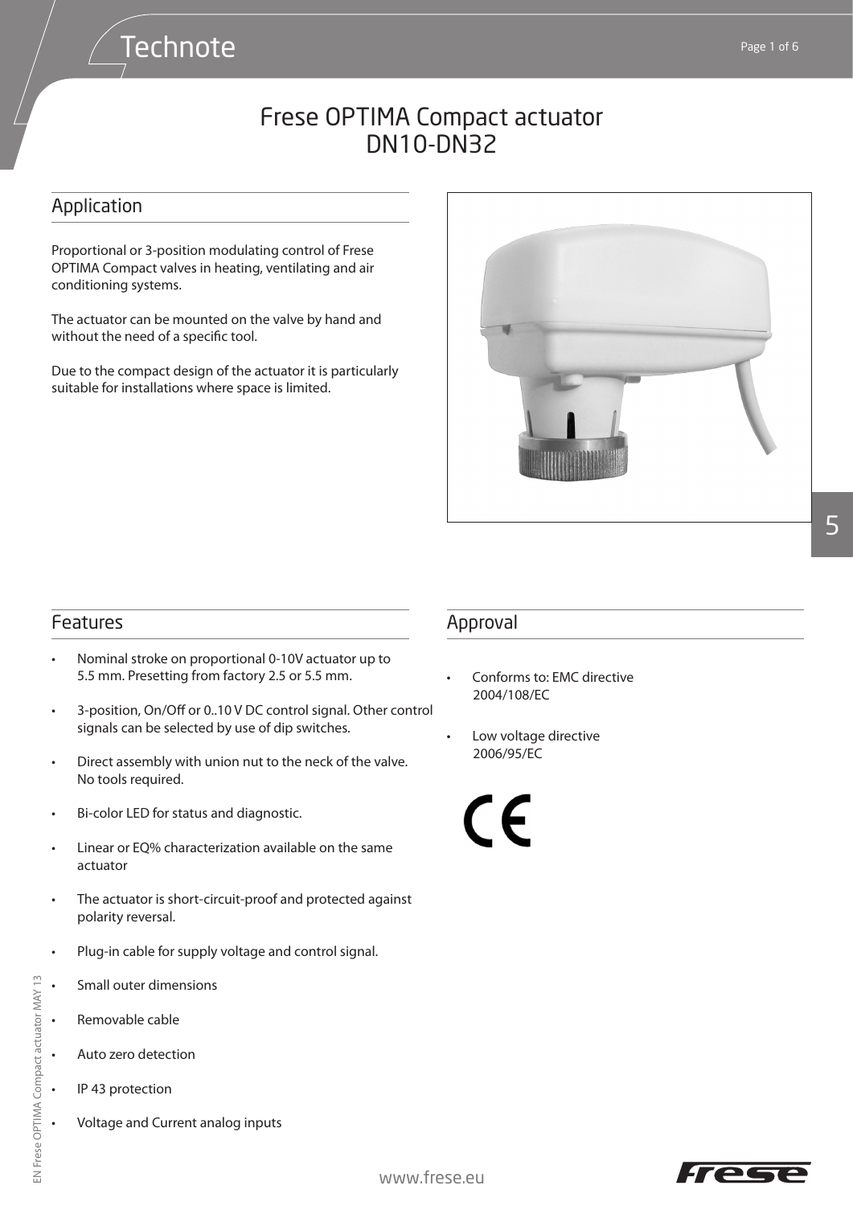# Frese OPTIMA Compact actuator DN10-DN32

## Application

Proportional or 3-position modulating control of Frese OPTIMA Compact valves in heating, ventilating and air conditioning systems.

The actuator can be mounted on the valve by hand and without the need of a specific tool.

Due to the compact design of the actuator it is particularly suitable for installations where space is limited.

## Features

- Nominal stroke on proportional 0-10V actuator up to 5.5 mm. Presetting from factory 2.5 or 5.5 mm.
- 3-position, On/Off or 0..10 V DC control signal. Other control signals can be selected by use of dip switches.
- Direct assembly with union nut to the neck of the valve. No tools required.
- Bi-color LED for status and diagnostic.
- Linear or EQ% characterization available on the same actuator
- The actuator is short-circuit-proof and protected against polarity reversal.
- Plug-in cable for supply voltage and control signal.
- Small outer dimensions
- Removable cable
- Auto zero detection
- IP 43 protection
- Voltage and Current analog inputs

## Approval

- Conforms to: EMC directive 2004/108/EC
- Low voltage directive 2006/95/EC

CE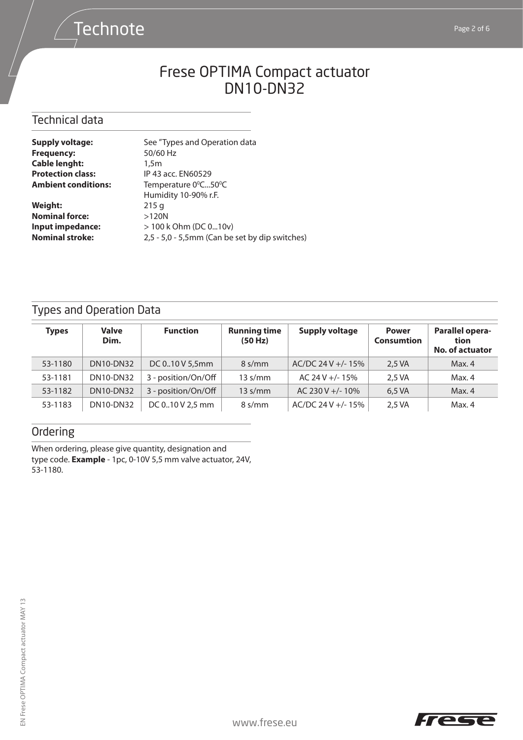# Frese OPTIMA Compact actuator DN10-DN32

## Technical data

**Supply voltage:** See "Types and Operation data
**Frequency:** 50/60 Hz
**Cable lenght:** 1,5m
**Protection class:** IP 43 acc. EN60529
**Ambient conditions:** Temperature 0$^0$C...50$^0$C
Humidity 10-90% r.F.
**Weight:** 215 g
**Nominal force:** >120N
**Input impedance:** > 100 k Ohm (DC 0...10v)
**Nominal stroke:** 2,5 - 5,0 - 5,5mm (Can be set by dip switches)

## Types and Operation Data

| Types | Valve Dim. | Function | Running time (50 Hz) | Supply voltage | Power Consumtion | Parallel operation No. of actuator |
|---|---|---|---|---|---|---|
| 53-1180 | DN10-DN32 | DC 0..10 V 5,5mm | 8 s/mm | AC/DC 24 V +/- 15% | 2,5 VA | Max. 4 |
| 53-1181 | DN10-DN32 | 3 - position/On/Off | 13 s/mm | AC 24 V +/- 15% | 2,5 VA | Max. 4 |
| 53-1182 | DN10-DN32 | 3 - position/On/Off | 13 s/mm | AC 230 V +/- 10% | 6,5 VA | Max. 4 |
| 53-1183 | DN10-DN32 | DC 0..10 V 2,5 mm | 8 s/mm | AC/DC 24 V +/- 15% | 2,5 VA | Max. 4 |

## Ordering

When ordering, please give quantity, designation and type code. **Example** - 1pc, 0-10V 5,5 mm valve actuator, 24V, 53-1180.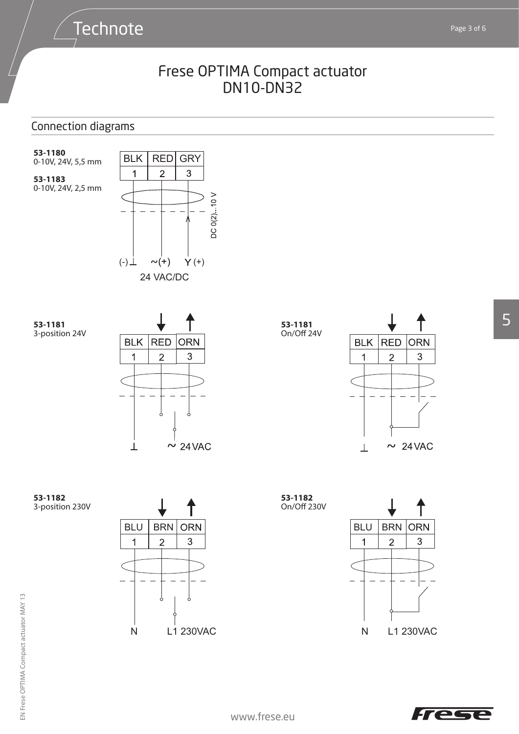# Frese OPTIMA Compact actuator DN10-DN32

## Connection diagrams

**53-1180**
0-10V, 24V, 5,5 mm

**53-1183**
0-10V, 24V, 2,5 mm

| BLK | RED | GRY |
|---|---|---|
| 1 | 2 | 3 |

(-) ⊥ ~(+) Y (+) DC 0(2)...10 V

24 VAC/DC

**53-1181**
3-position 24V

| BLK | RED | ORN |
|---|---|---|
| 1 | 2 | 3 |

⊥ ~ 24VAC

**53-1181**
On/Off 24V

| BLK | RED | ORN |
|---|---|---|
| 1 | 2 | 3 |

⊥ ~ 24VAC

**53-1182**
3-position 230V

| BLU | BRN | ORN |
|---|---|---|
| 1 | 2 | 3 |

N L1 230VAC

**53-1182**
On/Off 230V

| BLU | BRN | ORN |
|---|---|---|
| 1 | 2 | 3 |

N L1 230VAC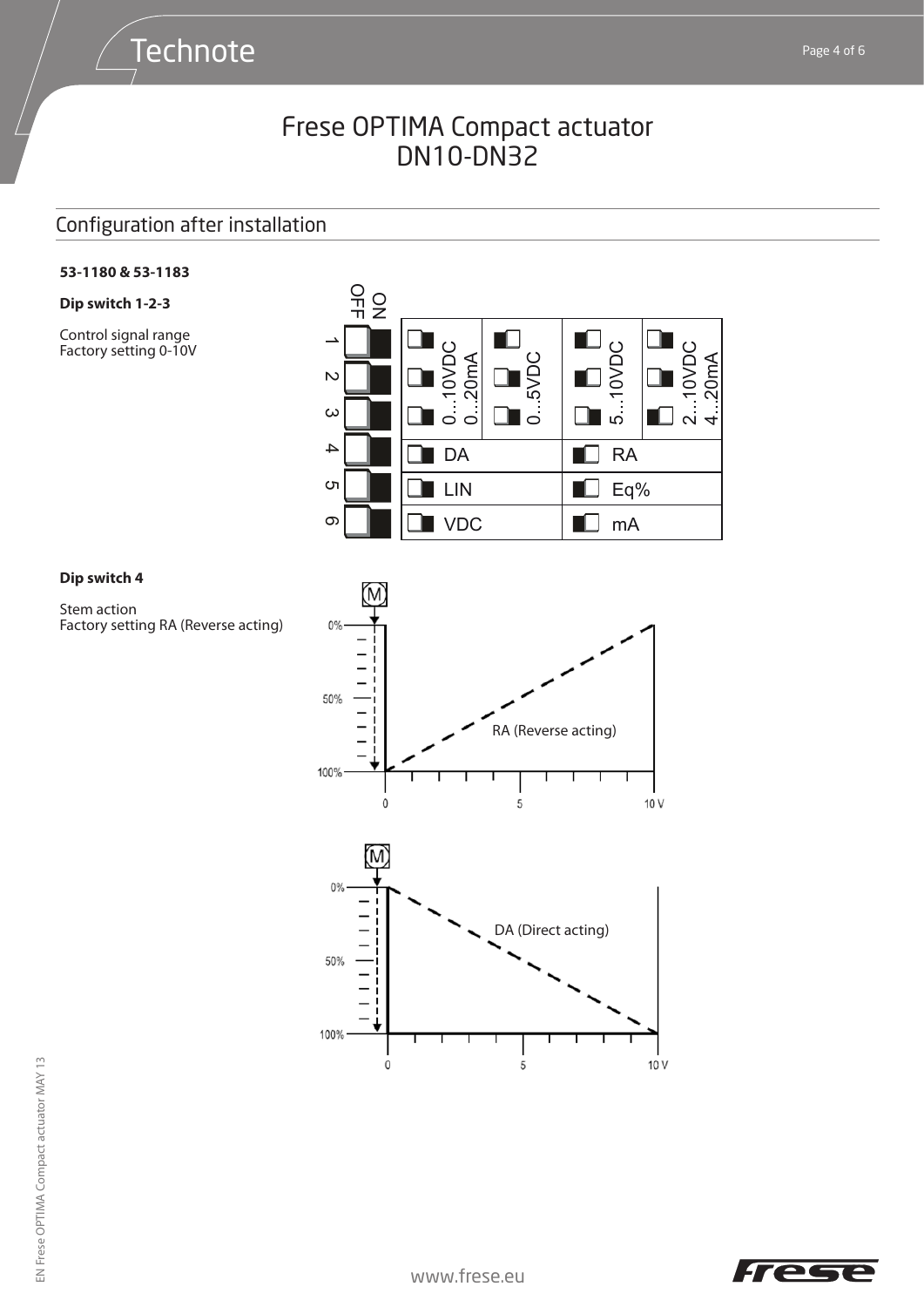# Frese OPTIMA Compact actuator DN10-DN32

## Configuration after installation

**53-1180 & 53-1183**

**Dip switch 1-2-3**

Control signal range
Factory setting 0-10V

| Dip switch | | | | |
|---|---|---|---|---|
| 1-2-3 | 0...10VDC 0...20mA | 0...5VDC | 5...10VDC | 2...10VDC 4...20mA |
| 4 | DA | | RA | |
| 5 | LIN | | Eq% | |
| 6 | VDC | | mA | |

**Dip switch 4**

Stem action
Factory setting RA (Reverse acting)

RA (Reverse acting)

DA (Direct acting)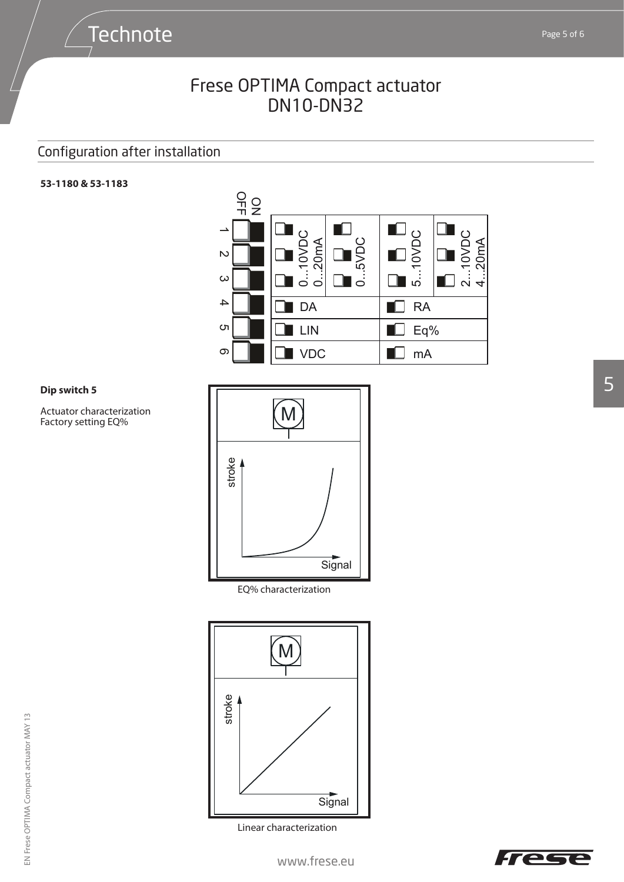# Frese OPTIMA Compact actuator DN10-DN32

## Configuration after installation

**53-1180 & 53-1183**

| Dip switch | | | | |
|---|---|---|---|---|
| 1, 2, 3 | 0...10VDC / 0...20mA | 0...5VDC | 5...10VDC | 2...10VDC / 4...20mA |
| 4 | DA | | RA | |
| 5 | LIN | | Eq% | |
| 6 | VDC | | mA | |

**Dip switch 5**

Actuator characterization
Factory setting EQ%

EQ% characterization

Linear characterization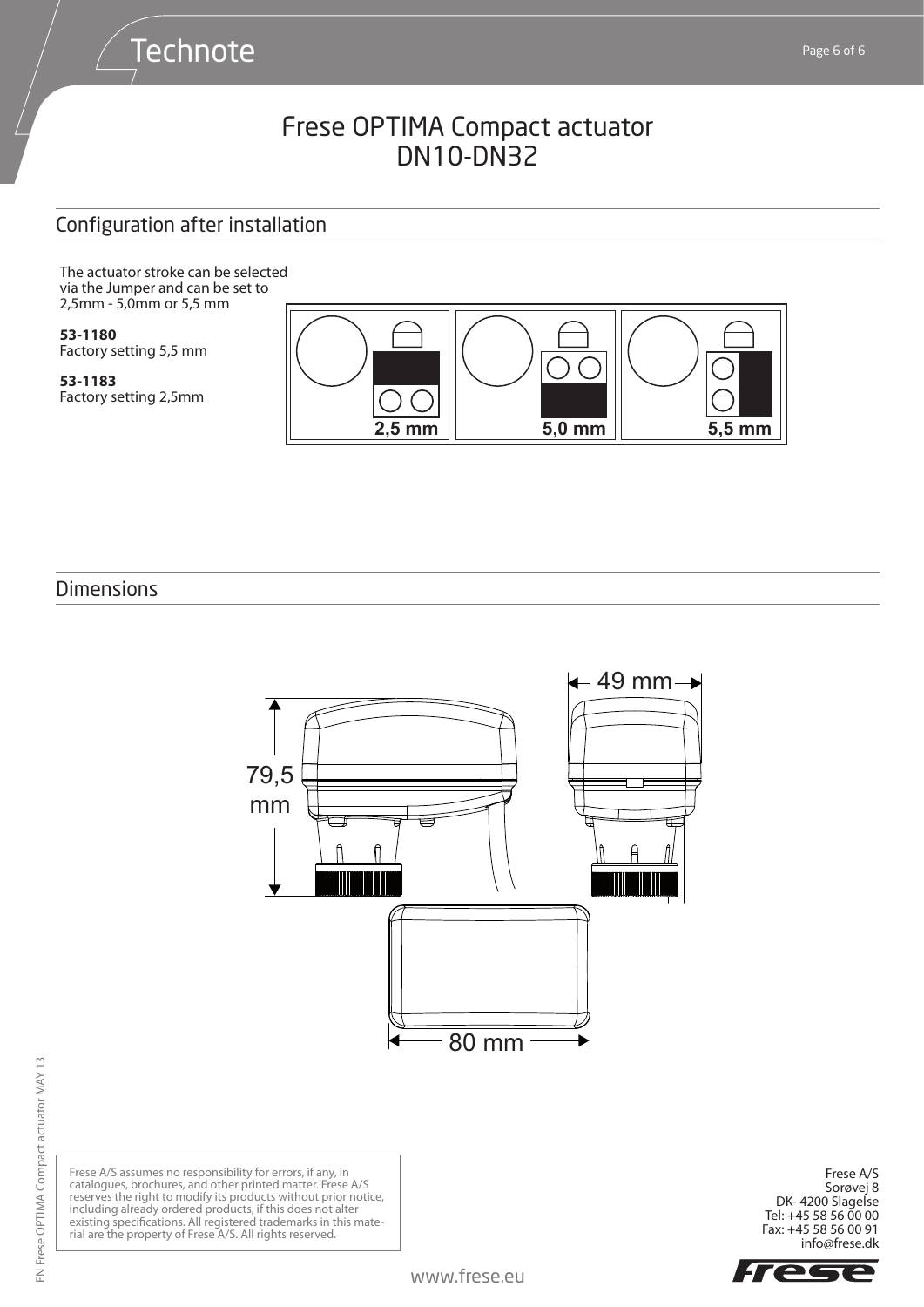# Frese OPTIMA Compact actuator
# DN10-DN32

## Configuration after installation

The actuator stroke can be selected via the Jumper and can be set to 2,5mm - 5,0mm or 5,5 mm

**53-1180**
Factory setting 5,5 mm

**53-1183**
Factory setting 2,5mm

2,5 mm

5,0 mm

5,5 mm

## Dimensions

49 mm

79,5 mm

80 mm

Frese A/S assumes no responsibility for errors, if any, in catalogues, brochures, and other printed matter. Frese A/S reserves the right to modify its products without prior notice, including already ordered products, if this does not alter existing specifications. All registered trademarks in this material are the property of Frese A/S. All rights reserved.

Frese A/S
Sorøvej 8
DK- 4200 Slagelse
Tel: +45 58 56 00 00
Fax: +45 58 56 00 91
info@frese.dk

www.frese.eu